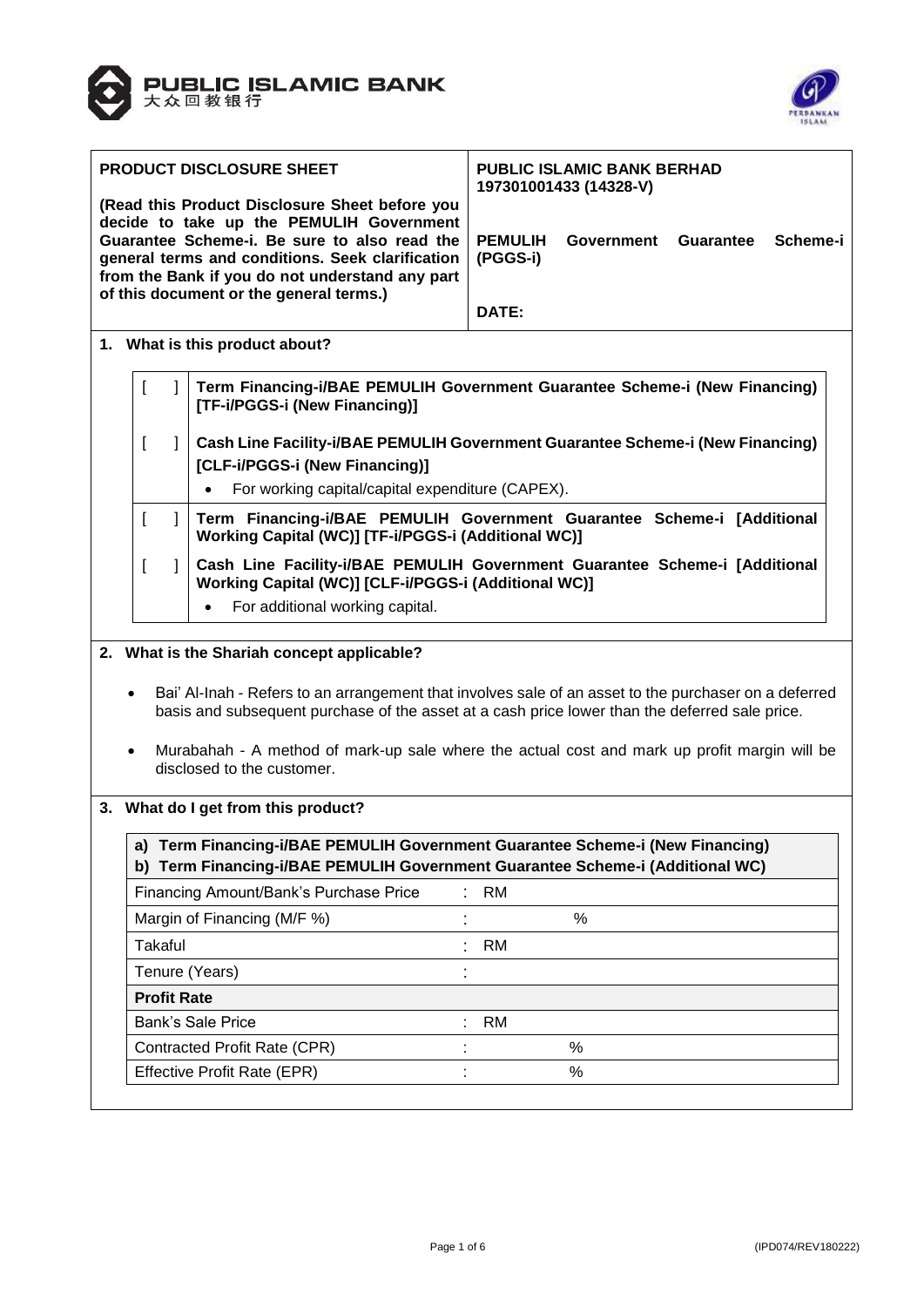**PUBLIC ISLAMIC BANK**
大众回教银行

| PRODUCT DISCLOSURE SHEET | PUBLIC ISLAMIC BANK BERHAD 197301001433 (14328-V) |
|---|---|
| (Read this Product Disclosure Sheet before you decide to take up the PEMULIH Government Guarantee Scheme-i. Be sure to also read the general terms and conditions. Seek clarification from the Bank if you do not understand any part of this document or the general terms.) | **PEMULIH Government Guarantee Scheme-i (PGGS-i)** |
| | **DATE:** |

## 1. What is this product about?

| | |
|---|---|
| [ ] | **Term Financing-i/BAE PEMULIH Government Guarantee Scheme-i (New Financing) [TF-i/PGGS-i (New Financing)]** |
| [ ] | **Cash Line Facility-i/BAE PEMULIH Government Guarantee Scheme-i (New Financing) [CLF-i/PGGS-i (New Financing)]** <br> • For working capital/capital expenditure (CAPEX). |
| [ ] | **Term Financing-i/BAE PEMULIH Government Guarantee Scheme-i [Additional Working Capital (WC)] [TF-i/PGGS-i (Additional WC)]** |
| [ ] | **Cash Line Facility-i/BAE PEMULIH Government Guarantee Scheme-i [Additional Working Capital (WC)] [CLF-i/PGGS-i (Additional WC)]** <br> • For additional working capital. |

## 2. What is the Shariah concept applicable?

- Bai' Al-Inah - Refers to an arrangement that involves sale of an asset to the purchaser on a deferred basis and subsequent purchase of the asset at a cash price lower than the deferred sale price.
- Murabahah - A method of mark-up sale where the actual cost and mark up profit margin will be disclosed to the customer.

## 3. What do I get from this product?

| **a) Term Financing-i/BAE PEMULIH Government Guarantee Scheme-i (New Financing)**<br>**b) Term Financing-i/BAE PEMULIH Government Guarantee Scheme-i (Additional WC)** | | |
|---|---|---|
| Financing Amount/Bank's Purchase Price | : | RM |
| Margin of Financing (M/F %) | : | % |
| Takaful | : | RM |
| Tenure (Years) | : | |
| **Profit Rate** | | |
| Bank's Sale Price | : | RM |
| Contracted Profit Rate (CPR) | : | % |
| Effective Profit Rate (EPR) | : | % |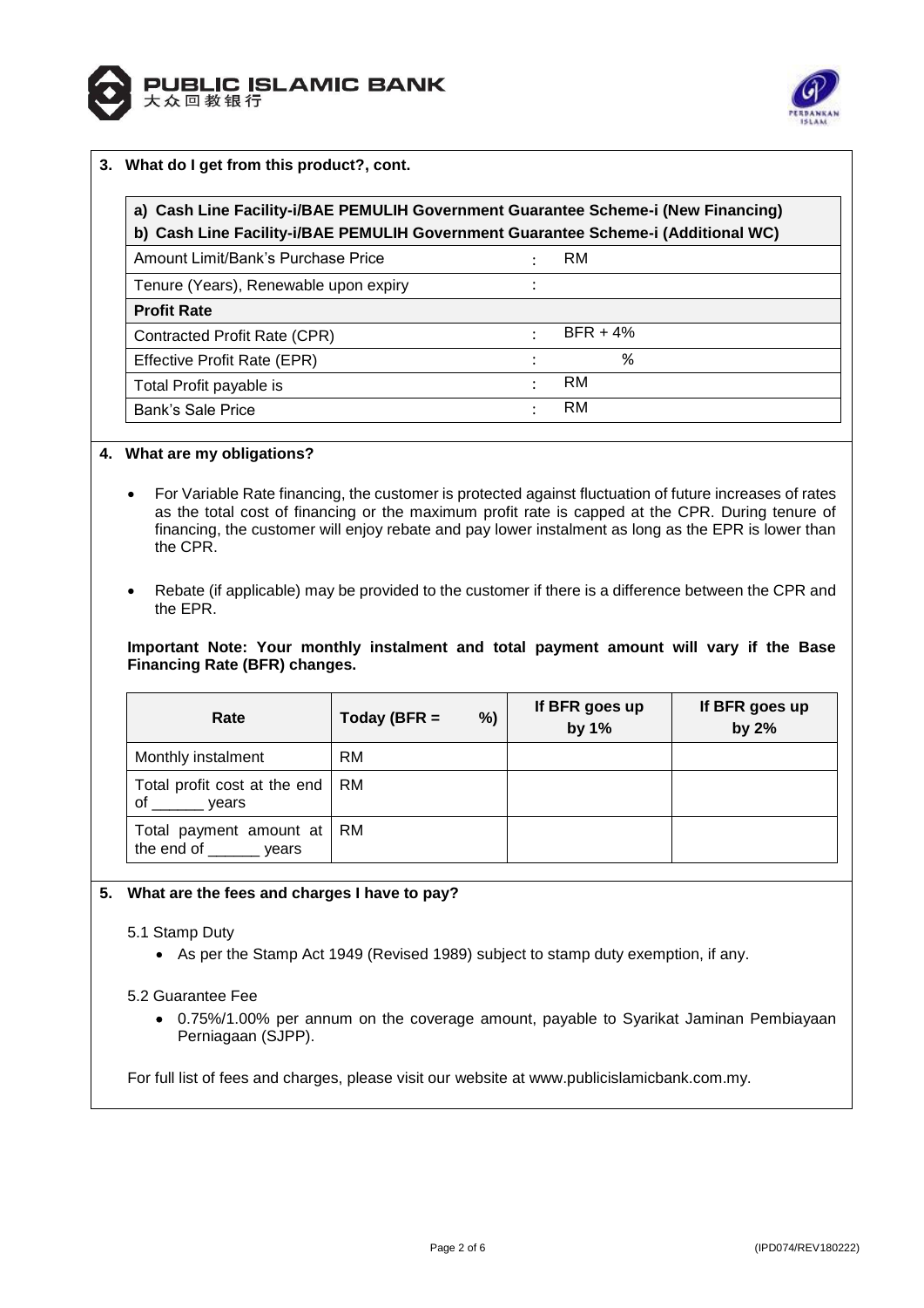## 3. What do I get from this product?, cont.

| a) Cash Line Facility-i/BAE PEMULIH Government Guarantee Scheme-i (New Financing)<br>b) Cash Line Facility-i/BAE PEMULIH Government Guarantee Scheme-i (Additional WC) | | |
|---|---|---|
| Amount Limit/Bank's Purchase Price | : | RM |
| Tenure (Years), Renewable upon expiry | : | |
| **Profit Rate** | | |
| Contracted Profit Rate (CPR) | : | BFR + 4% |
| Effective Profit Rate (EPR) | : | % |
| Total Profit payable is | : | RM |
| Bank's Sale Price | : | RM |

## 4. What are my obligations?

- For Variable Rate financing, the customer is protected against fluctuation of future increases of rates as the total cost of financing or the maximum profit rate is capped at the CPR. During tenure of financing, the customer will enjoy rebate and pay lower instalment as long as the EPR is lower than the CPR.
- Rebate (if applicable) may be provided to the customer if there is a difference between the CPR and the EPR.

**Important Note: Your monthly instalment and total payment amount will vary if the Base Financing Rate (BFR) changes.**

| Rate | Today (BFR = %) | If BFR goes up by 1% | If BFR goes up by 2% |
|---|---|---|---|
| Monthly instalment | RM | | |
| Total profit cost at the end of ______ years | RM | | |
| Total payment amount at the end of ______ years | RM | | |

## 5. What are the fees and charges I have to pay?

5.1 Stamp Duty

- As per the Stamp Act 1949 (Revised 1989) subject to stamp duty exemption, if any.

5.2 Guarantee Fee

- 0.75%/1.00% per annum on the coverage amount, payable to Syarikat Jaminan Pembiayaan Perniagaan (SJPP).

For full list of fees and charges, please visit our website at www.publicislamicbank.com.my.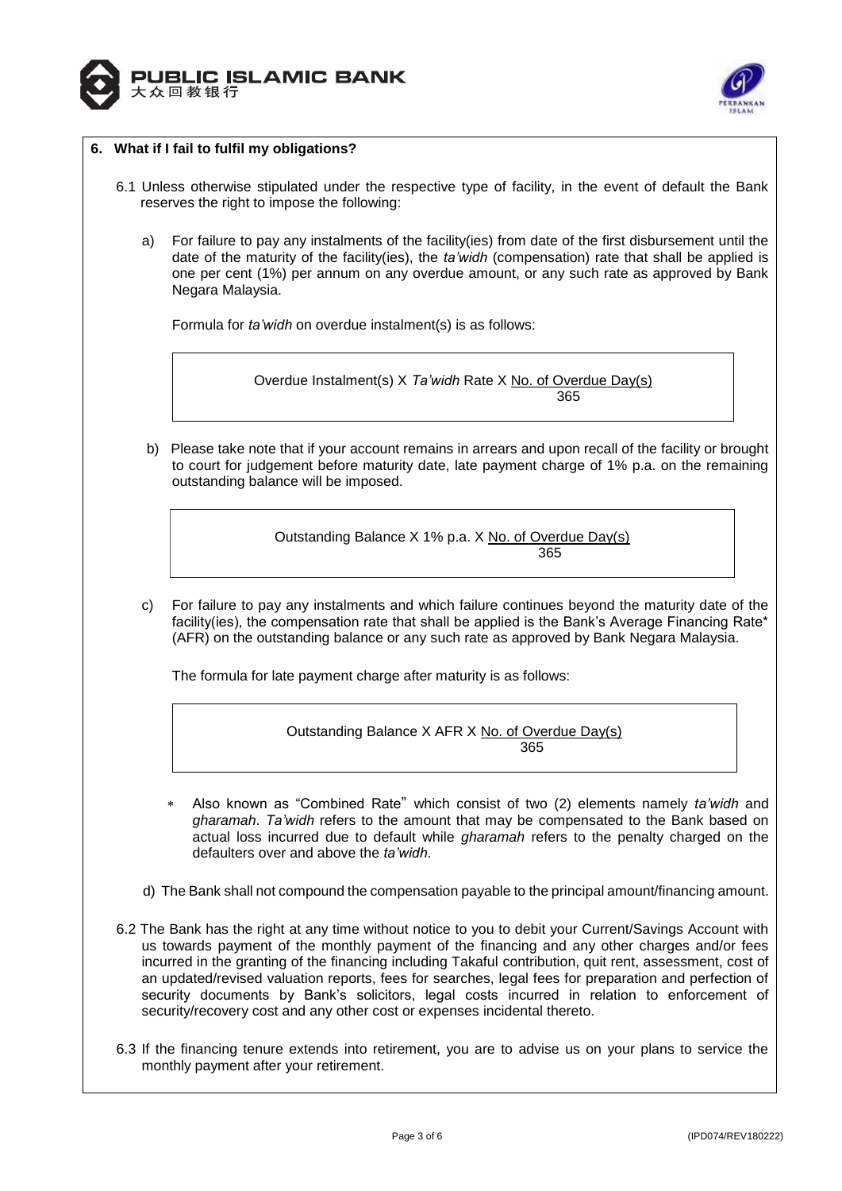## 6. What if I fail to fulfil my obligations?

6.1 Unless otherwise stipulated under the respective type of facility, in the event of default the Bank reserves the right to impose the following:

a) For failure to pay any instalments of the facility(ies) from date of the first disbursement until the date of the maturity of the facility(ies), the *ta'widh* (compensation) rate that shall be applied is one per cent (1%) per annum on any overdue amount, or any such rate as approved by Bank Negara Malaysia.

Formula for *ta'widh* on overdue instalment(s) is as follows:

$$\text{Overdue Instalment(s)} \times \textit{Ta'widh} \text{ Rate} \times \frac{\text{No. of Overdue Day(s)}}{365}$$

b) Please take note that if your account remains in arrears and upon recall of the facility or brought to court for judgement before maturity date, late payment charge of 1% p.a. on the remaining outstanding balance will be imposed.

$$\text{Outstanding Balance} \times 1\% \text{ p.a.} \times \frac{\text{No. of Overdue Day(s)}}{365}$$

c) For failure to pay any instalments and which failure continues beyond the maturity date of the facility(ies), the compensation rate that shall be applied is the Bank's Average Financing Rate* (AFR) on the outstanding balance or any such rate as approved by Bank Negara Malaysia.

The formula for late payment charge after maturity is as follows:

$$\text{Outstanding Balance} \times \text{AFR} \times \frac{\text{No. of Overdue Day(s)}}{365}$$

- * Also known as "Combined Rate" which consist of two (2) elements namely *ta'widh* and *gharamah*. *Ta'widh* refers to the amount that may be compensated to the Bank based on actual loss incurred due to default while *gharamah* refers to the penalty charged on the defaulters over and above the *ta'widh*.

d) The Bank shall not compound the compensation payable to the principal amount/financing amount.

6.2 The Bank has the right at any time without notice to you to debit your Current/Savings Account with us towards payment of the monthly payment of the financing and any other charges and/or fees incurred in the granting of the financing including Takaful contribution, quit rent, assessment, cost of an updated/revised valuation reports, fees for searches, legal fees for preparation and perfection of security documents by Bank's solicitors, legal costs incurred in relation to enforcement of security/recovery cost and any other cost or expenses incidental thereto.

6.3 If the financing tenure extends into retirement, you are to advise us on your plans to service the monthly payment after your retirement.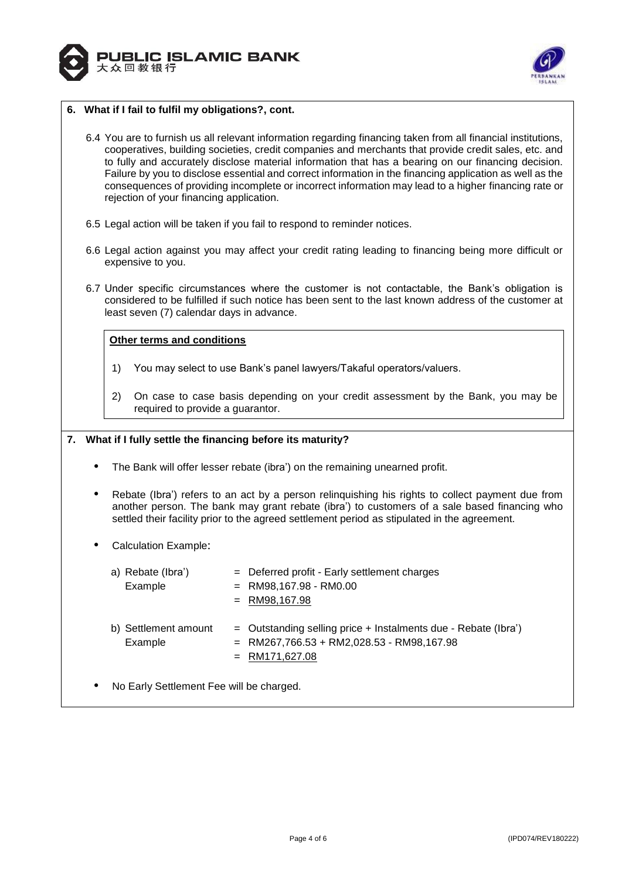## 6. What if I fail to fulfil my obligations?, cont.

6.4 You are to furnish us all relevant information regarding financing taken from all financial institutions, cooperatives, building societies, credit companies and merchants that provide credit sales, etc. and to fully and accurately disclose material information that has a bearing on our financing decision. Failure by you to disclose essential and correct information in the financing application as well as the consequences of providing incomplete or incorrect information may lead to a higher financing rate or rejection of your financing application.

6.5 Legal action will be taken if you fail to respond to reminder notices.

6.6 Legal action against you may affect your credit rating leading to financing being more difficult or expensive to you.

6.7 Under specific circumstances where the customer is not contactable, the Bank's obligation is considered to be fulfilled if such notice has been sent to the last known address of the customer at least seven (7) calendar days in advance.

**<u>Other terms and conditions</u>**

1) You may select to use Bank's panel lawyers/Takaful operators/valuers.

2) On case to case basis depending on your credit assessment by the Bank, you may be required to provide a guarantor.

## 7. What if I fully settle the financing before its maturity?

- The Bank will offer lesser rebate (ibra') on the remaining unearned profit.
- Rebate (Ibra') refers to an act by a person relinquishing his rights to collect payment due from another person. The bank may grant rebate (ibra') to customers of a sale based financing who settled their facility prior to the agreed settlement period as stipulated in the agreement.
- Calculation Example:

| | |
|---|---|
| a) Rebate (Ibra') | = Deferred profit - Early settlement charges |
| Example | = RM98,167.98 - RM0.00 |
| | = <u>RM98,167.98</u> |
| b) Settlement amount | = Outstanding selling price + Instalments due - Rebate (Ibra') |
| Example | = RM267,766.53 + RM2,028.53 - RM98,167.98 |
| | = <u>RM171,627.08</u> |

- No Early Settlement Fee will be charged.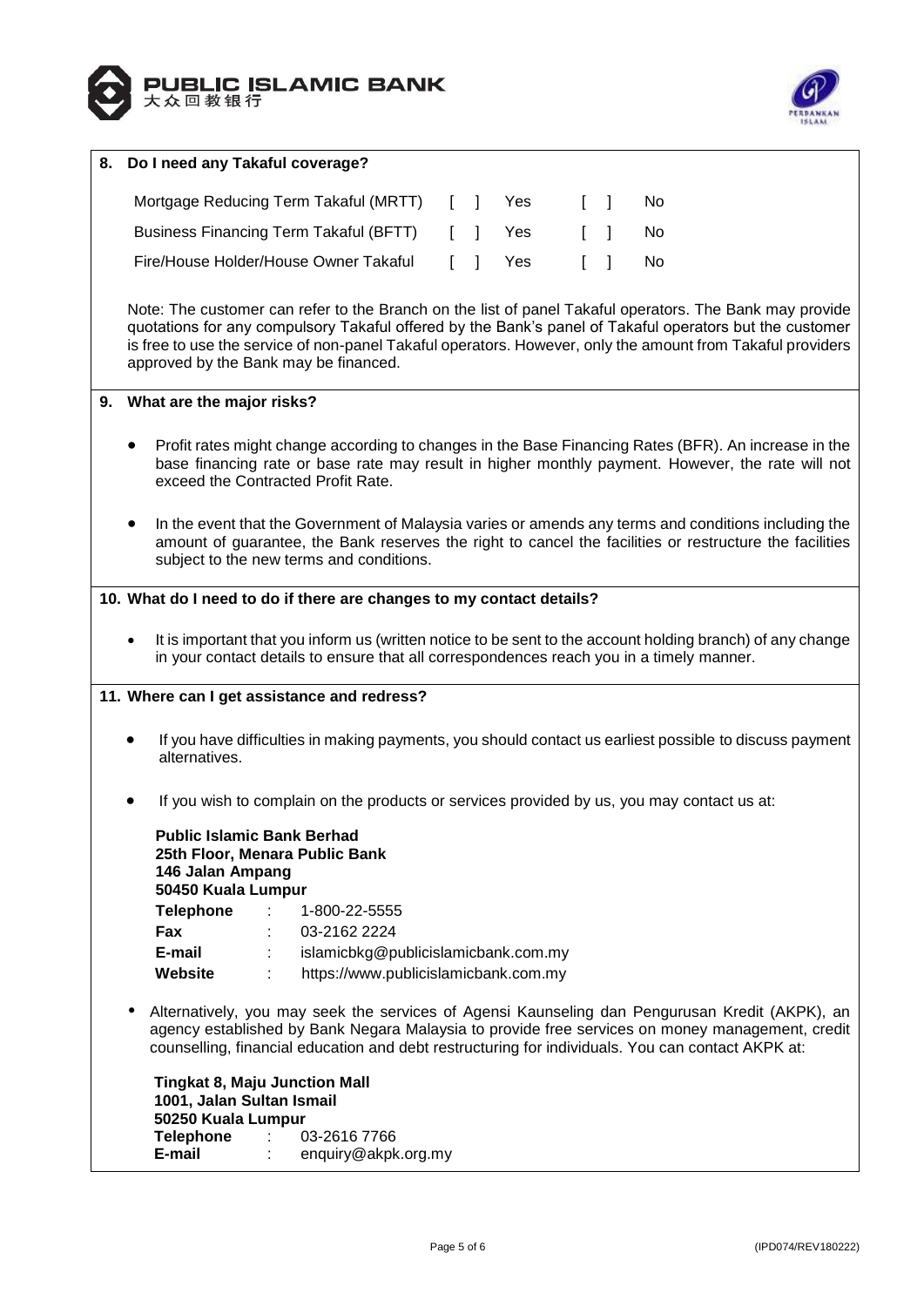## 8. Do I need any Takaful coverage?

| | | | | |
|---|---|---|---|---|
| Mortgage Reducing Term Takaful (MRTT) | [ ] | Yes | [ ] | No |
| Business Financing Term Takaful (BFTT) | [ ] | Yes | [ ] | No |
| Fire/House Holder/House Owner Takaful | [ ] | Yes | [ ] | No |

Note: The customer can refer to the Branch on the list of panel Takaful operators. The Bank may provide quotations for any compulsory Takaful offered by the Bank's panel of Takaful operators but the customer is free to use the service of non-panel Takaful operators. However, only the amount from Takaful providers approved by the Bank may be financed.

## 9. What are the major risks?

- Profit rates might change according to changes in the Base Financing Rates (BFR). An increase in the base financing rate or base rate may result in higher monthly payment. However, the rate will not exceed the Contracted Profit Rate.
- In the event that the Government of Malaysia varies or amends any terms and conditions including the amount of guarantee, the Bank reserves the right to cancel the facilities or restructure the facilities subject to the new terms and conditions.

## 10. What do I need to do if there are changes to my contact details?

- It is important that you inform us (written notice to be sent to the account holding branch) of any change in your contact details to ensure that all correspondences reach you in a timely manner.

## 11. Where can I get assistance and redress?

- If you have difficulties in making payments, you should contact us earliest possible to discuss payment alternatives.
- If you wish to complain on the products or services provided by us, you may contact us at:

**Public Islamic Bank Berhad**
**25th Floor, Menara Public Bank**
**146 Jalan Ampang**
**50450 Kuala Lumpur**

| | | |
|---|---|---|
| **Telephone** | : | 1-800-22-5555 |
| **Fax** | : | 03-2162 2224 |
| **E-mail** | : | islamicbkg@publicislamicbank.com.my |
| **Website** | : | https://www.publicislamicbank.com.my |

- Alternatively, you may seek the services of Agensi Kaunseling dan Pengurusan Kredit (AKPK), an agency established by Bank Negara Malaysia to provide free services on money management, credit counselling, financial education and debt restructuring for individuals. You can contact AKPK at:

**Tingkat 8, Maju Junction Mall**
**1001, Jalan Sultan Ismail**
**50250 Kuala Lumpur**

| | | |
|---|---|---|
| **Telephone** | : | 03-2616 7766 |
| **E-mail** | : | enquiry@akpk.org.my |

(IPD074/REV180222)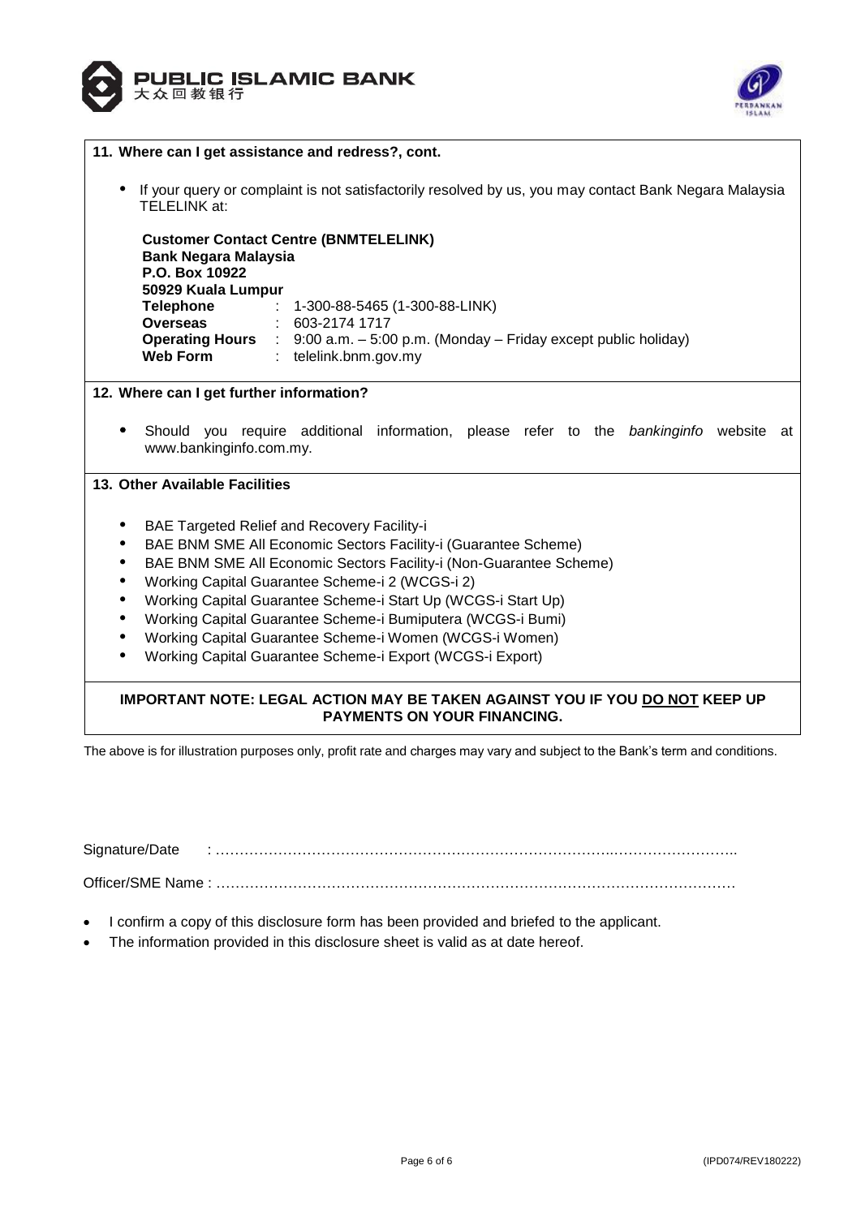## 11. Where can I get assistance and redress?, cont.

- If your query or complaint is not satisfactorily resolved by us, you may contact Bank Negara Malaysia TELELINK at:

  **Customer Contact Centre (BNMTELELINK)**
  **Bank Negara Malaysia**
  **P.O. Box 10922**
  **50929 Kuala Lumpur**
  **Telephone** : 1-300-88-5465 (1-300-88-LINK)
  **Overseas** : 603-2174 1717
  **Operating Hours** : 9:00 a.m. – 5:00 p.m. (Monday – Friday except public holiday)
  **Web Form** : telelink.bnm.gov.my

## 12. Where can I get further information?

- Should you require additional information, please refer to the *bankinginfo* website at www.bankinginfo.com.my.

## 13. Other Available Facilities

- BAE Targeted Relief and Recovery Facility-i
- BAE BNM SME All Economic Sectors Facility-i (Guarantee Scheme)
- BAE BNM SME All Economic Sectors Facility-i (Non-Guarantee Scheme)
- Working Capital Guarantee Scheme-i 2 (WCGS-i 2)
- Working Capital Guarantee Scheme-i Start Up (WCGS-i Start Up)
- Working Capital Guarantee Scheme-i Bumiputera (WCGS-i Bumi)
- Working Capital Guarantee Scheme-i Women (WCGS-i Women)
- Working Capital Guarantee Scheme-i Export (WCGS-i Export)

**IMPORTANT NOTE: LEGAL ACTION MAY BE TAKEN AGAINST YOU IF YOU DO NOT KEEP UP PAYMENTS ON YOUR FINANCING.**

The above is for illustration purposes only, profit rate and charges may vary and subject to the Bank's term and conditions.

Signature/Date : ……………………………………………………………………………………………………..

Officer/SME Name : ………………………………………………………………………………………………

- I confirm a copy of this disclosure form has been provided and briefed to the applicant.
- The information provided in this disclosure sheet is valid as at date hereof.

(IPD074/REV180222)